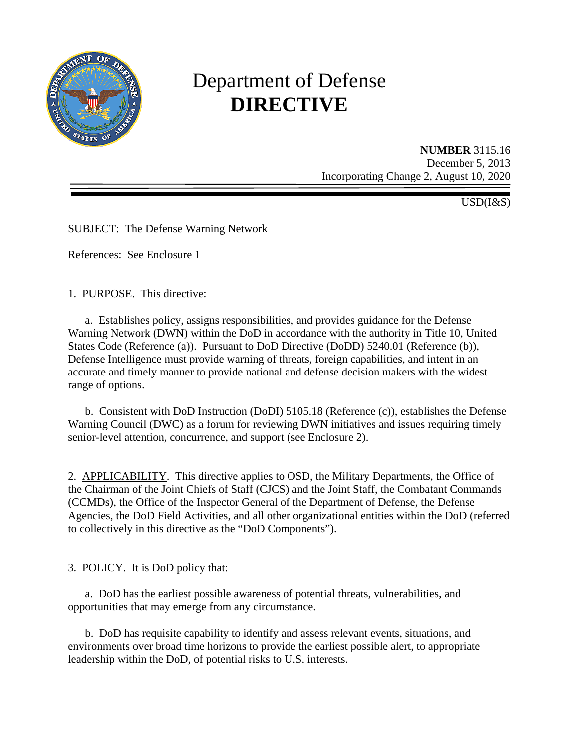# Department of Defense
# DIRECTIVE

**NUMBER** 3115.16
December 5, 2013
Incorporating Change 2, August 10, 2020

USD(I&S)

SUBJECT: The Defense Warning Network

References: See Enclosure 1

1. PURPOSE. This directive:

a. Establishes policy, assigns responsibilities, and provides guidance for the Defense Warning Network (DWN) within the DoD in accordance with the authority in Title 10, United States Code (Reference (a)). Pursuant to DoD Directive (DoDD) 5240.01 (Reference (b)), Defense Intelligence must provide warning of threats, foreign capabilities, and intent in an accurate and timely manner to provide national and defense decision makers with the widest range of options.

b. Consistent with DoD Instruction (DoDI) 5105.18 (Reference (c)), establishes the Defense Warning Council (DWC) as a forum for reviewing DWN initiatives and issues requiring timely senior-level attention, concurrence, and support (see Enclosure 2).

2. APPLICABILITY. This directive applies to OSD, the Military Departments, the Office of the Chairman of the Joint Chiefs of Staff (CJCS) and the Joint Staff, the Combatant Commands (CCMDs), the Office of the Inspector General of the Department of Defense, the Defense Agencies, the DoD Field Activities, and all other organizational entities within the DoD (referred to collectively in this directive as the "DoD Components").

3. POLICY. It is DoD policy that:

a. DoD has the earliest possible awareness of potential threats, vulnerabilities, and opportunities that may emerge from any circumstance.

b. DoD has requisite capability to identify and assess relevant events, situations, and environments over broad time horizons to provide the earliest possible alert, to appropriate leadership within the DoD, of potential risks to U.S. interests.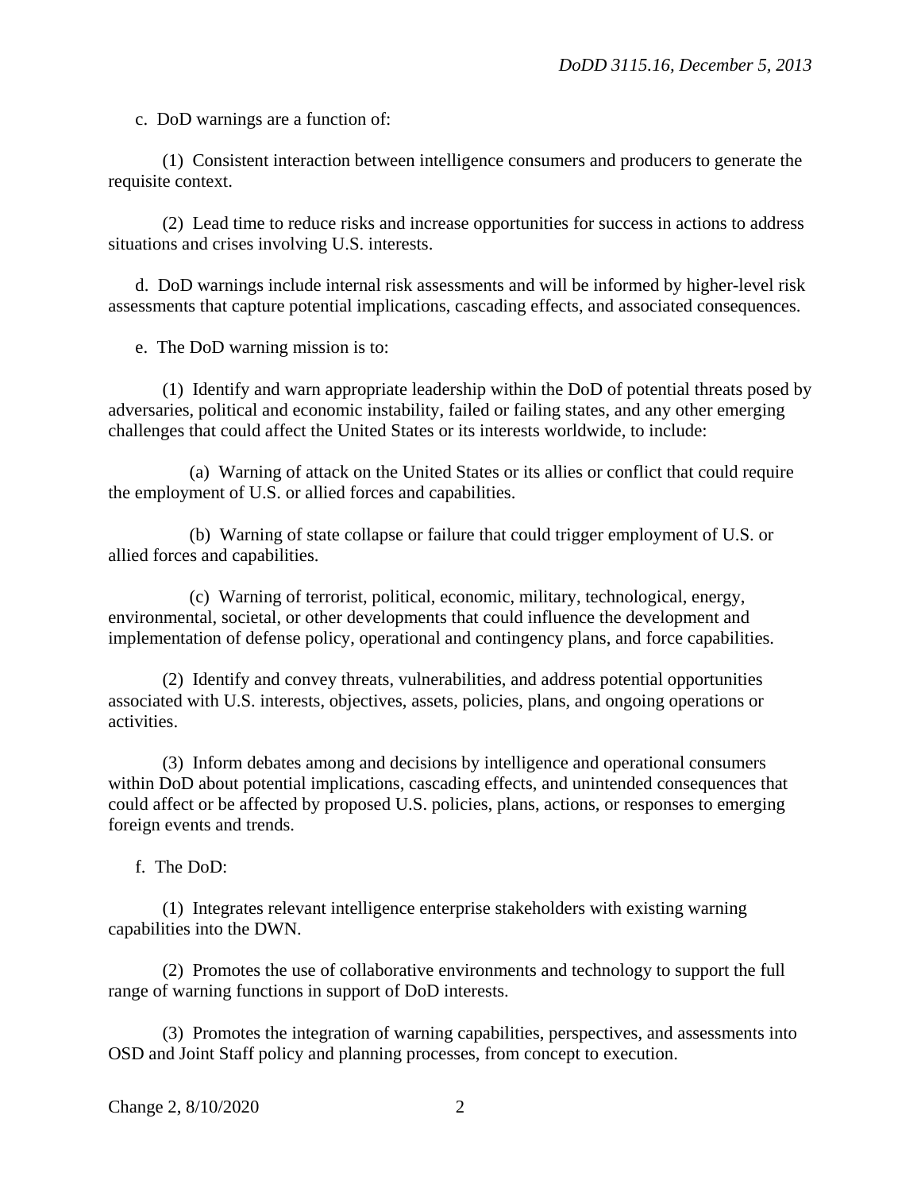c. DoD warnings are a function of:

(1) Consistent interaction between intelligence consumers and producers to generate the requisite context.

(2) Lead time to reduce risks and increase opportunities for success in actions to address situations and crises involving U.S. interests.

d. DoD warnings include internal risk assessments and will be informed by higher-level risk assessments that capture potential implications, cascading effects, and associated consequences.

e. The DoD warning mission is to:

(1) Identify and warn appropriate leadership within the DoD of potential threats posed by adversaries, political and economic instability, failed or failing states, and any other emerging challenges that could affect the United States or its interests worldwide, to include:

(a) Warning of attack on the United States or its allies or conflict that could require the employment of U.S. or allied forces and capabilities.

(b) Warning of state collapse or failure that could trigger employment of U.S. or allied forces and capabilities.

(c) Warning of terrorist, political, economic, military, technological, energy, environmental, societal, or other developments that could influence the development and implementation of defense policy, operational and contingency plans, and force capabilities.

(2) Identify and convey threats, vulnerabilities, and address potential opportunities associated with U.S. interests, objectives, assets, policies, plans, and ongoing operations or activities.

(3) Inform debates among and decisions by intelligence and operational consumers within DoD about potential implications, cascading effects, and unintended consequences that could affect or be affected by proposed U.S. policies, plans, actions, or responses to emerging foreign events and trends.

f. The DoD:

(1) Integrates relevant intelligence enterprise stakeholders with existing warning capabilities into the DWN.

(2) Promotes the use of collaborative environments and technology to support the full range of warning functions in support of DoD interests.

(3) Promotes the integration of warning capabilities, perspectives, and assessments into OSD and Joint Staff policy and planning processes, from concept to execution.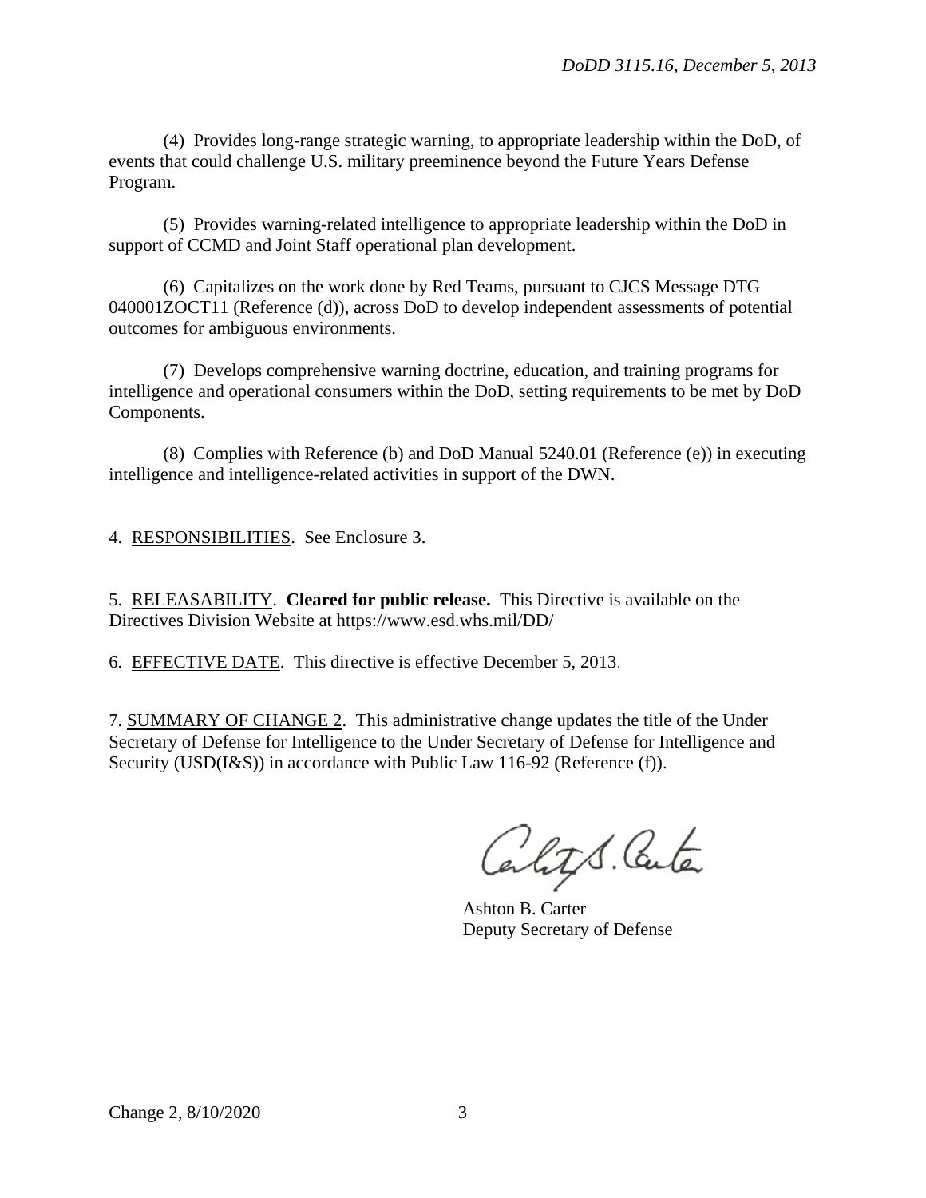(4) Provides long-range strategic warning, to appropriate leadership within the DoD, of events that could challenge U.S. military preeminence beyond the Future Years Defense Program.

(5) Provides warning-related intelligence to appropriate leadership within the DoD in support of CCMD and Joint Staff operational plan development.

(6) Capitalizes on the work done by Red Teams, pursuant to CJCS Message DTG 040001ZOCT11 (Reference (d)), across DoD to develop independent assessments of potential outcomes for ambiguous environments.

(7) Develops comprehensive warning doctrine, education, and training programs for intelligence and operational consumers within the DoD, setting requirements to be met by DoD Components.

(8) Complies with Reference (b) and DoD Manual 5240.01 (Reference (e)) in executing intelligence and intelligence-related activities in support of the DWN.

4. RESPONSIBILITIES. See Enclosure 3.

5. RELEASABILITY. **Cleared for public release.** This Directive is available on the Directives Division Website at https://www.esd.whs.mil/DD/

6. EFFECTIVE DATE. This directive is effective December 5, 2013.

7. SUMMARY OF CHANGE 2. This administrative change updates the title of the Under Secretary of Defense for Intelligence to the Under Secretary of Defense for Intelligence and Security (USD(I&S)) in accordance with Public Law 116-92 (Reference (f)).

Ashton B. Carter
Deputy Secretary of Defense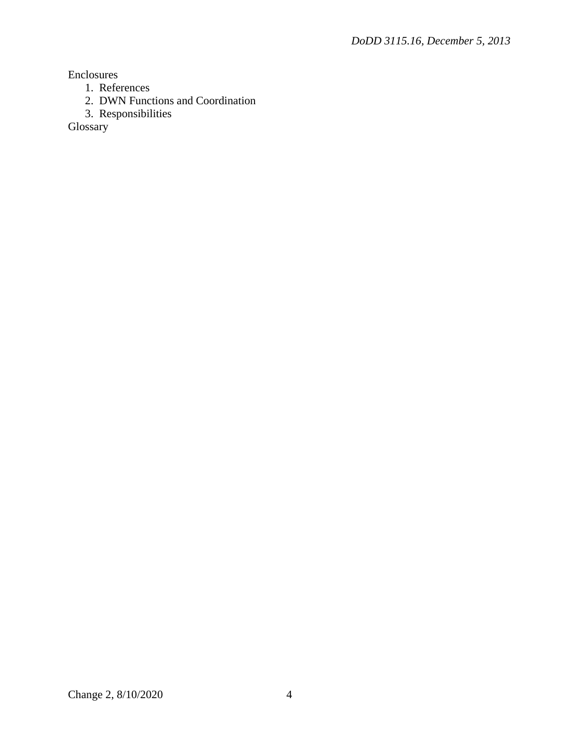Enclosures

1. References
2. DWN Functions and Coordination
3. Responsibilities

Glossary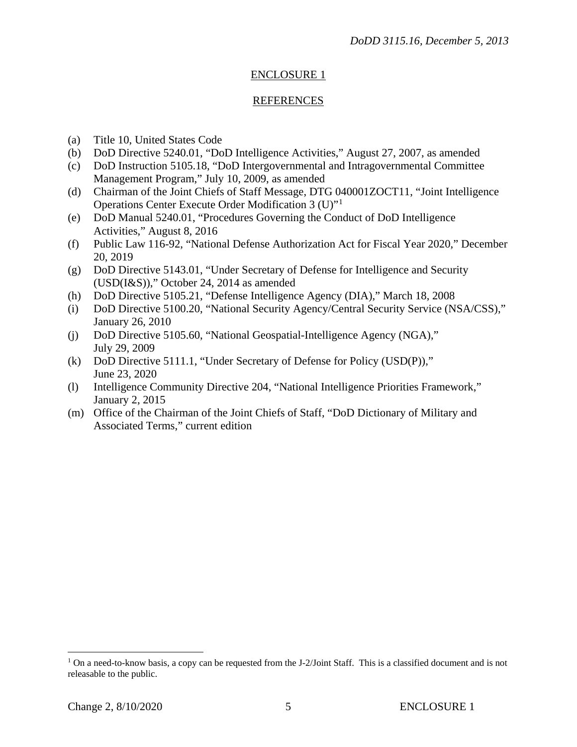## ENCLOSURE 1

## REFERENCES

(a) Title 10, United States Code

(b) DoD Directive 5240.01, "DoD Intelligence Activities," August 27, 2007, as amended

(c) DoD Instruction 5105.18, "DoD Intergovernmental and Intragovernmental Committee Management Program," July 10, 2009, as amended

(d) Chairman of the Joint Chiefs of Staff Message, DTG 040001ZOCT11, "Joint Intelligence Operations Center Execute Order Modification 3 (U)"[1]

(e) DoD Manual 5240.01, "Procedures Governing the Conduct of DoD Intelligence Activities," August 8, 2016

(f) Public Law 116-92, "National Defense Authorization Act for Fiscal Year 2020," December 20, 2019

(g) DoD Directive 5143.01, "Under Secretary of Defense for Intelligence and Security (USD(I&S))," October 24, 2014 as amended

(h) DoD Directive 5105.21, "Defense Intelligence Agency (DIA)," March 18, 2008

(i) DoD Directive 5100.20, "National Security Agency/Central Security Service (NSA/CSS)," January 26, 2010

(j) DoD Directive 5105.60, "National Geospatial-Intelligence Agency (NGA)," July 29, 2009

(k) DoD Directive 5111.1, "Under Secretary of Defense for Policy (USD(P))," June 23, 2020

(l) Intelligence Community Directive 204, "National Intelligence Priorities Framework," January 2, 2015

(m) Office of the Chairman of the Joint Chiefs of Staff, "DoD Dictionary of Military and Associated Terms," current edition

---

[1] On a need-to-know basis, a copy can be requested from the J-2/Joint Staff. This is a classified document and is not releasable to the public.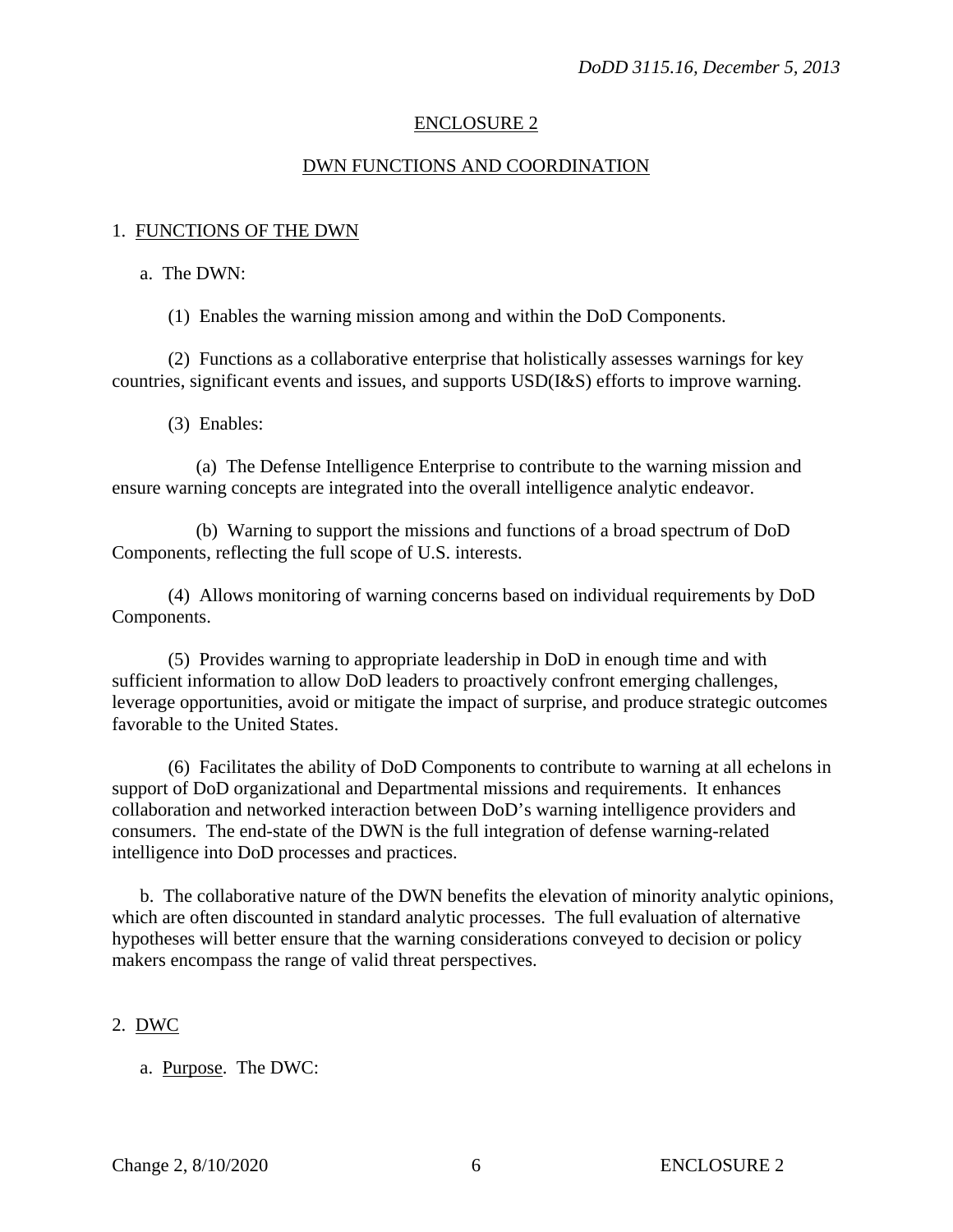## ENCLOSURE 2

## DWN FUNCTIONS AND COORDINATION

1. FUNCTIONS OF THE DWN

a. The DWN:

(1) Enables the warning mission among and within the DoD Components.

(2) Functions as a collaborative enterprise that holistically assesses warnings for key countries, significant events and issues, and supports USD(I&S) efforts to improve warning.

(3) Enables:

(a) The Defense Intelligence Enterprise to contribute to the warning mission and ensure warning concepts are integrated into the overall intelligence analytic endeavor.

(b) Warning to support the missions and functions of a broad spectrum of DoD Components, reflecting the full scope of U.S. interests.

(4) Allows monitoring of warning concerns based on individual requirements by DoD Components.

(5) Provides warning to appropriate leadership in DoD in enough time and with sufficient information to allow DoD leaders to proactively confront emerging challenges, leverage opportunities, avoid or mitigate the impact of surprise, and produce strategic outcomes favorable to the United States.

(6) Facilitates the ability of DoD Components to contribute to warning at all echelons in support of DoD organizational and Departmental missions and requirements. It enhances collaboration and networked interaction between DoD's warning intelligence providers and consumers. The end-state of the DWN is the full integration of defense warning-related intelligence into DoD processes and practices.

b. The collaborative nature of the DWN benefits the elevation of minority analytic opinions, which are often discounted in standard analytic processes. The full evaluation of alternative hypotheses will better ensure that the warning considerations conveyed to decision or policy makers encompass the range of valid threat perspectives.

2. DWC

a. Purpose. The DWC: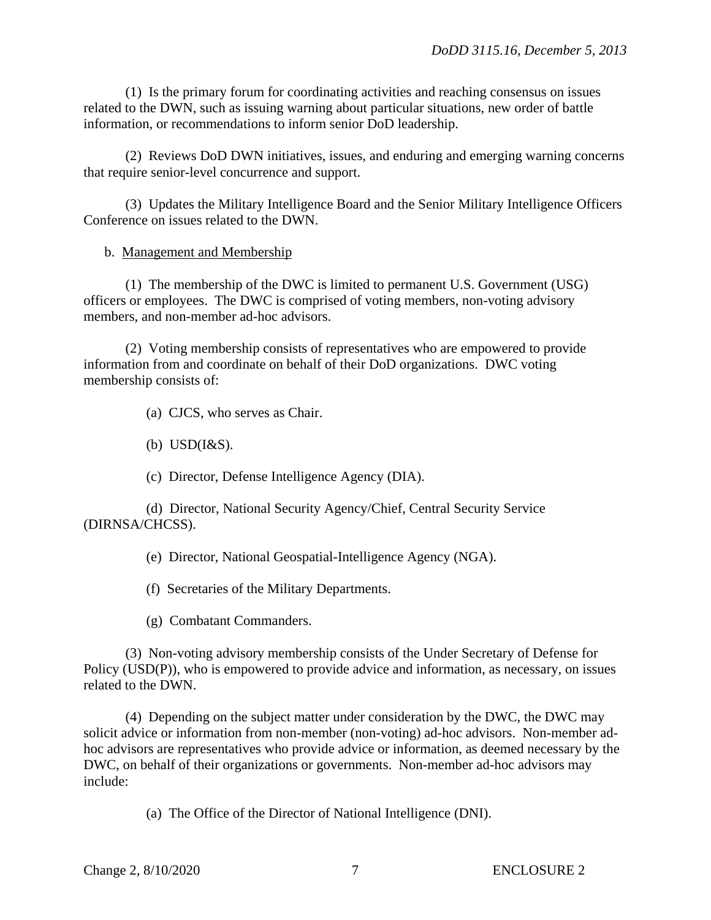(1) Is the primary forum for coordinating activities and reaching consensus on issues related to the DWN, such as issuing warning about particular situations, new order of battle information, or recommendations to inform senior DoD leadership.

(2) Reviews DoD DWN initiatives, issues, and enduring and emerging warning concerns that require senior-level concurrence and support.

(3) Updates the Military Intelligence Board and the Senior Military Intelligence Officers Conference on issues related to the DWN.

b. Management and Membership

(1) The membership of the DWC is limited to permanent U.S. Government (USG) officers or employees. The DWC is comprised of voting members, non-voting advisory members, and non-member ad-hoc advisors.

(2) Voting membership consists of representatives who are empowered to provide information from and coordinate on behalf of their DoD organizations. DWC voting membership consists of:

(a) CJCS, who serves as Chair.

(b) USD(I&S).

(c) Director, Defense Intelligence Agency (DIA).

(d) Director, National Security Agency/Chief, Central Security Service (DIRNSA/CHCSS).

(e) Director, National Geospatial-Intelligence Agency (NGA).

(f) Secretaries of the Military Departments.

(g) Combatant Commanders.

(3) Non-voting advisory membership consists of the Under Secretary of Defense for Policy (USD(P)), who is empowered to provide advice and information, as necessary, on issues related to the DWN.

(4) Depending on the subject matter under consideration by the DWC, the DWC may solicit advice or information from non-member (non-voting) ad-hoc advisors. Non-member ad-hoc advisors are representatives who provide advice or information, as deemed necessary by the DWC, on behalf of their organizations or governments. Non-member ad-hoc advisors may include:

(a) The Office of the Director of National Intelligence (DNI).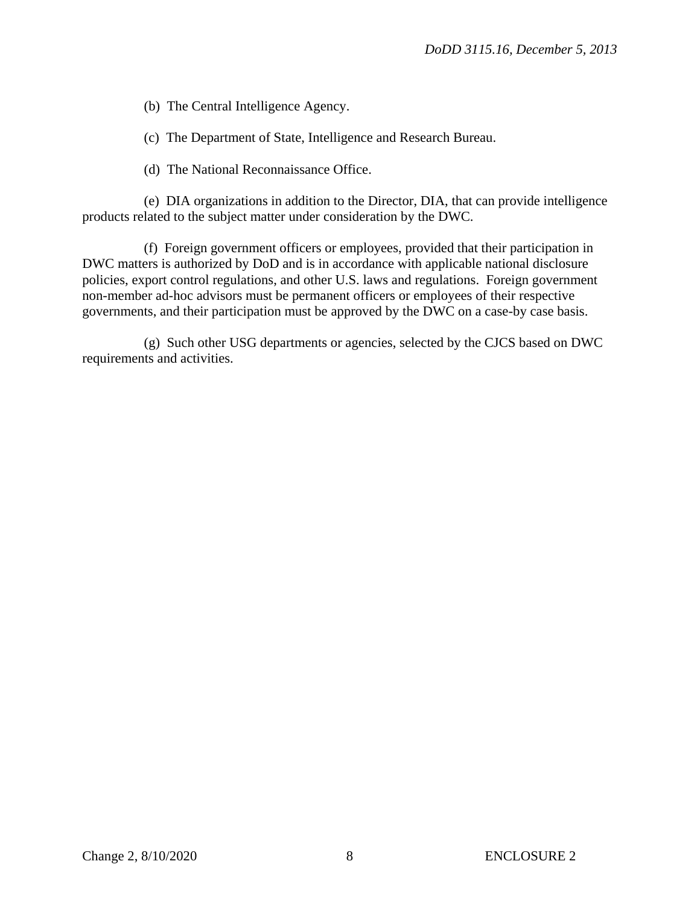(b) The Central Intelligence Agency.

(c) The Department of State, Intelligence and Research Bureau.

(d) The National Reconnaissance Office.

(e) DIA organizations in addition to the Director, DIA, that can provide intelligence products related to the subject matter under consideration by the DWC.

(f) Foreign government officers or employees, provided that their participation in DWC matters is authorized by DoD and is in accordance with applicable national disclosure policies, export control regulations, and other U.S. laws and regulations. Foreign government non-member ad-hoc advisors must be permanent officers or employees of their respective governments, and their participation must be approved by the DWC on a case-by case basis.

(g) Such other USG departments or agencies, selected by the CJCS based on DWC requirements and activities.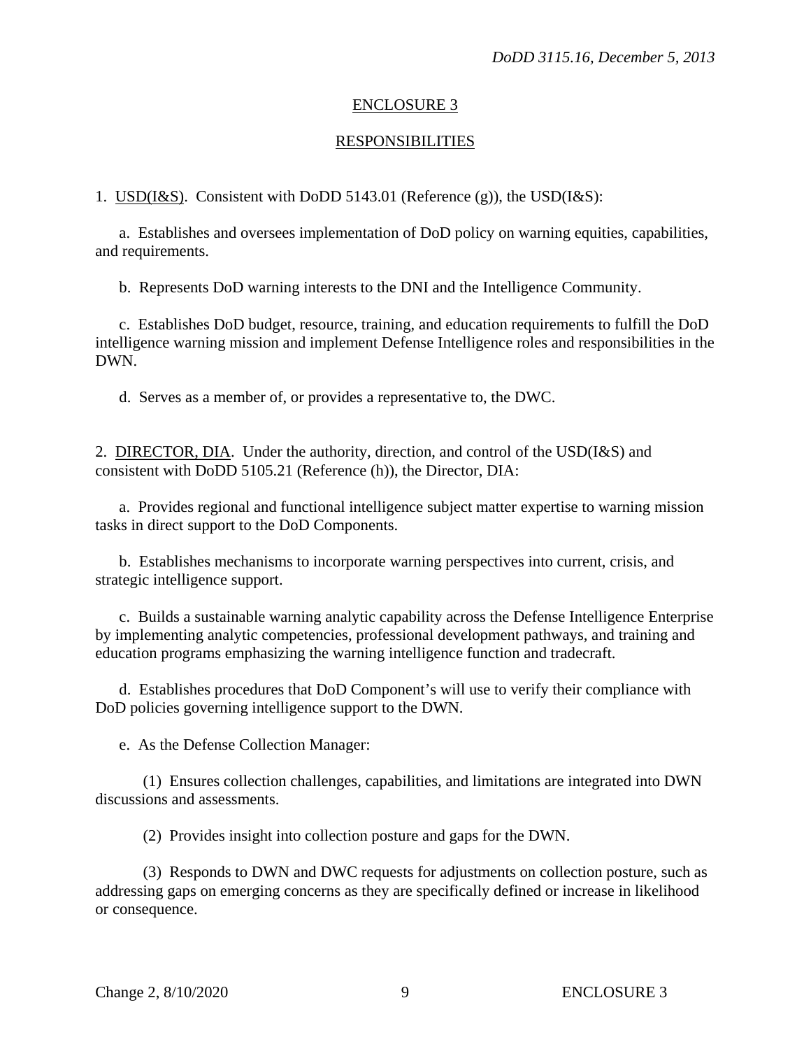## ENCLOSURE 3

## RESPONSIBILITIES

1. USD(I&S). Consistent with DoDD 5143.01 (Reference (g)), the USD(I&S):

a. Establishes and oversees implementation of DoD policy on warning equities, capabilities, and requirements.

b. Represents DoD warning interests to the DNI and the Intelligence Community.

c. Establishes DoD budget, resource, training, and education requirements to fulfill the DoD intelligence warning mission and implement Defense Intelligence roles and responsibilities in the DWN.

d. Serves as a member of, or provides a representative to, the DWC.

2. DIRECTOR, DIA. Under the authority, direction, and control of the USD(I&S) and consistent with DoDD 5105.21 (Reference (h)), the Director, DIA:

a. Provides regional and functional intelligence subject matter expertise to warning mission tasks in direct support to the DoD Components.

b. Establishes mechanisms to incorporate warning perspectives into current, crisis, and strategic intelligence support.

c. Builds a sustainable warning analytic capability across the Defense Intelligence Enterprise by implementing analytic competencies, professional development pathways, and training and education programs emphasizing the warning intelligence function and tradecraft.

d. Establishes procedures that DoD Component's will use to verify their compliance with DoD policies governing intelligence support to the DWN.

e. As the Defense Collection Manager:

(1) Ensures collection challenges, capabilities, and limitations are integrated into DWN discussions and assessments.

(2) Provides insight into collection posture and gaps for the DWN.

(3) Responds to DWN and DWC requests for adjustments on collection posture, such as addressing gaps on emerging concerns as they are specifically defined or increase in likelihood or consequence.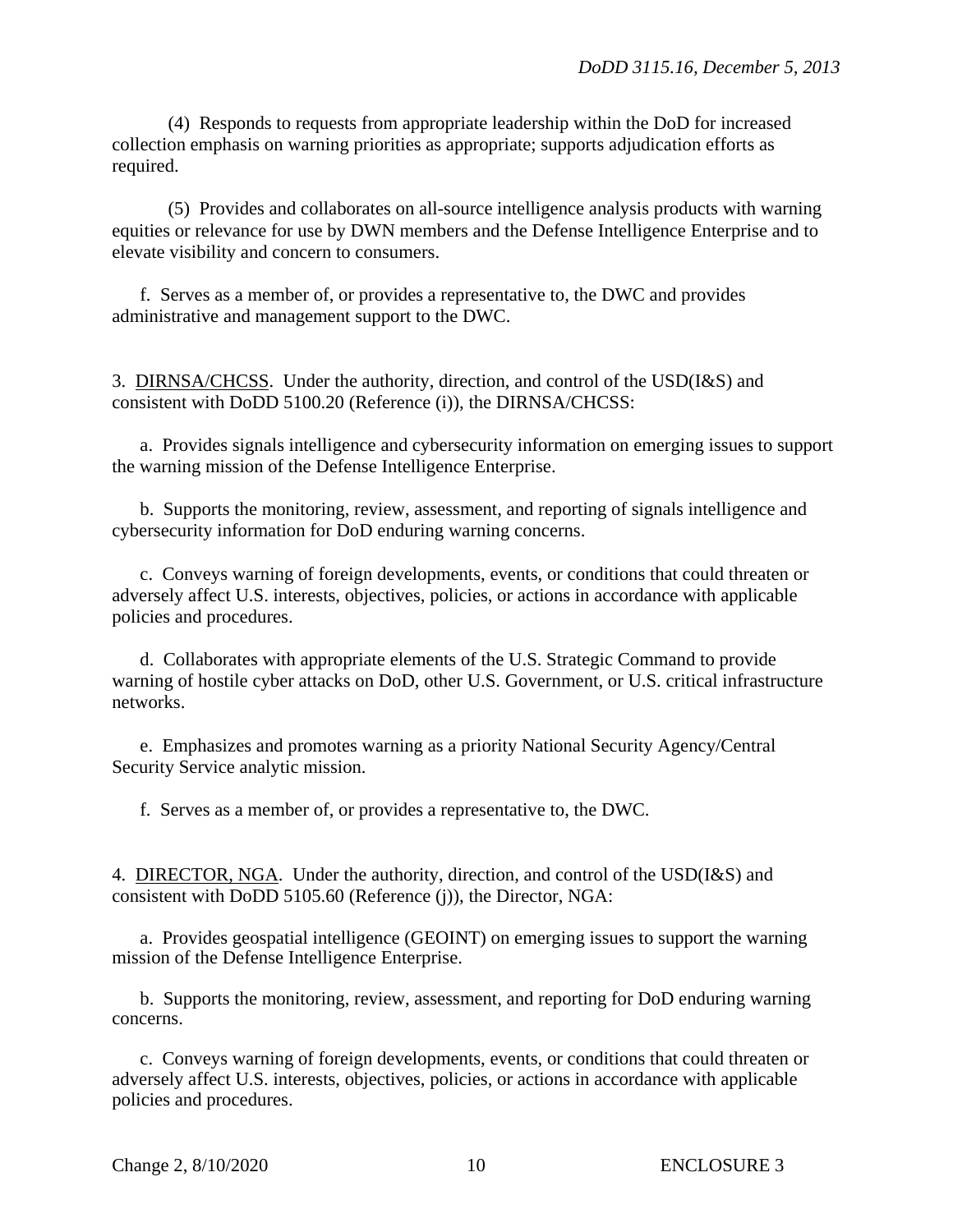(4) Responds to requests from appropriate leadership within the DoD for increased collection emphasis on warning priorities as appropriate; supports adjudication efforts as required.

(5) Provides and collaborates on all-source intelligence analysis products with warning equities or relevance for use by DWN members and the Defense Intelligence Enterprise and to elevate visibility and concern to consumers.

f. Serves as a member of, or provides a representative to, the DWC and provides administrative and management support to the DWC.

3. DIRNSA/CHCSS. Under the authority, direction, and control of the USD(I&S) and consistent with DoDD 5100.20 (Reference (i)), the DIRNSA/CHCSS:

a. Provides signals intelligence and cybersecurity information on emerging issues to support the warning mission of the Defense Intelligence Enterprise.

b. Supports the monitoring, review, assessment, and reporting of signals intelligence and cybersecurity information for DoD enduring warning concerns.

c. Conveys warning of foreign developments, events, or conditions that could threaten or adversely affect U.S. interests, objectives, policies, or actions in accordance with applicable policies and procedures.

d. Collaborates with appropriate elements of the U.S. Strategic Command to provide warning of hostile cyber attacks on DoD, other U.S. Government, or U.S. critical infrastructure networks.

e. Emphasizes and promotes warning as a priority National Security Agency/Central Security Service analytic mission.

f. Serves as a member of, or provides a representative to, the DWC.

4. DIRECTOR, NGA. Under the authority, direction, and control of the USD(I&S) and consistent with DoDD 5105.60 (Reference (j)), the Director, NGA:

a. Provides geospatial intelligence (GEOINT) on emerging issues to support the warning mission of the Defense Intelligence Enterprise.

b. Supports the monitoring, review, assessment, and reporting for DoD enduring warning concerns.

c. Conveys warning of foreign developments, events, or conditions that could threaten or adversely affect U.S. interests, objectives, policies, or actions in accordance with applicable policies and procedures.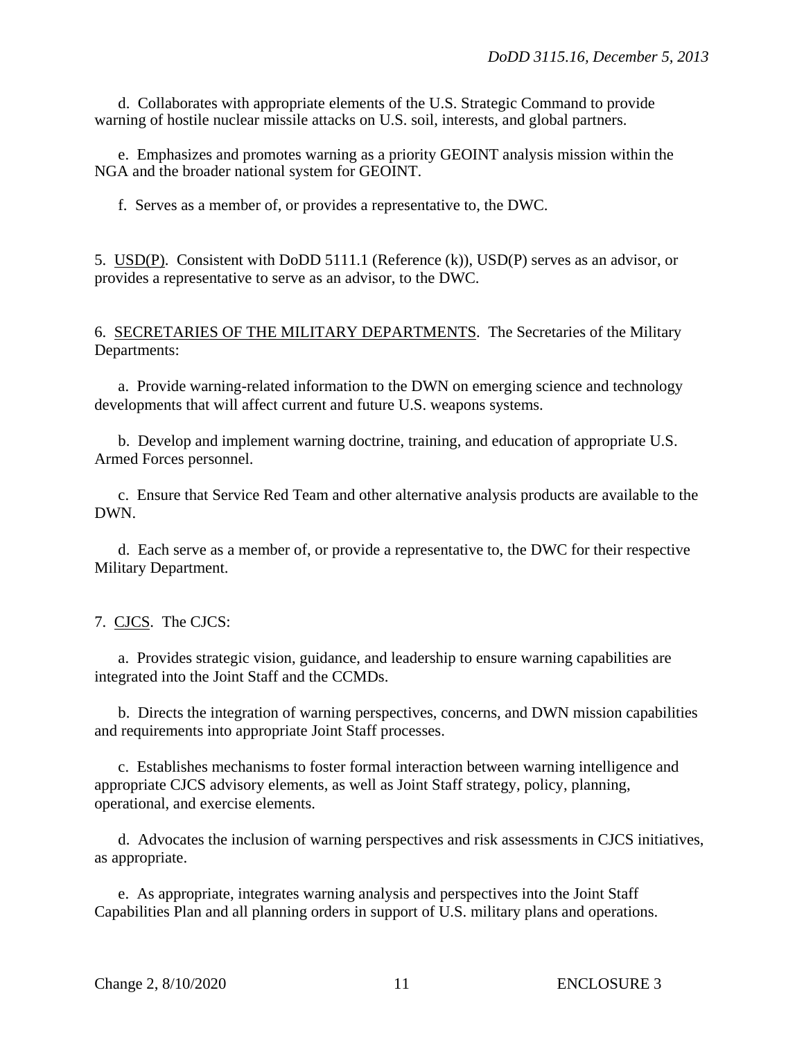d. Collaborates with appropriate elements of the U.S. Strategic Command to provide warning of hostile nuclear missile attacks on U.S. soil, interests, and global partners.

e. Emphasizes and promotes warning as a priority GEOINT analysis mission within the NGA and the broader national system for GEOINT.

f. Serves as a member of, or provides a representative to, the DWC.

5. USD(P). Consistent with DoDD 5111.1 (Reference (k)), USD(P) serves as an advisor, or provides a representative to serve as an advisor, to the DWC.

6. SECRETARIES OF THE MILITARY DEPARTMENTS. The Secretaries of the Military Departments:

a. Provide warning-related information to the DWN on emerging science and technology developments that will affect current and future U.S. weapons systems.

b. Develop and implement warning doctrine, training, and education of appropriate U.S. Armed Forces personnel.

c. Ensure that Service Red Team and other alternative analysis products are available to the DWN.

d. Each serve as a member of, or provide a representative to, the DWC for their respective Military Department.

7. CJCS. The CJCS:

a. Provides strategic vision, guidance, and leadership to ensure warning capabilities are integrated into the Joint Staff and the CCMDs.

b. Directs the integration of warning perspectives, concerns, and DWN mission capabilities and requirements into appropriate Joint Staff processes.

c. Establishes mechanisms to foster formal interaction between warning intelligence and appropriate CJCS advisory elements, as well as Joint Staff strategy, policy, planning, operational, and exercise elements.

d. Advocates the inclusion of warning perspectives and risk assessments in CJCS initiatives, as appropriate.

e. As appropriate, integrates warning analysis and perspectives into the Joint Staff Capabilities Plan and all planning orders in support of U.S. military plans and operations.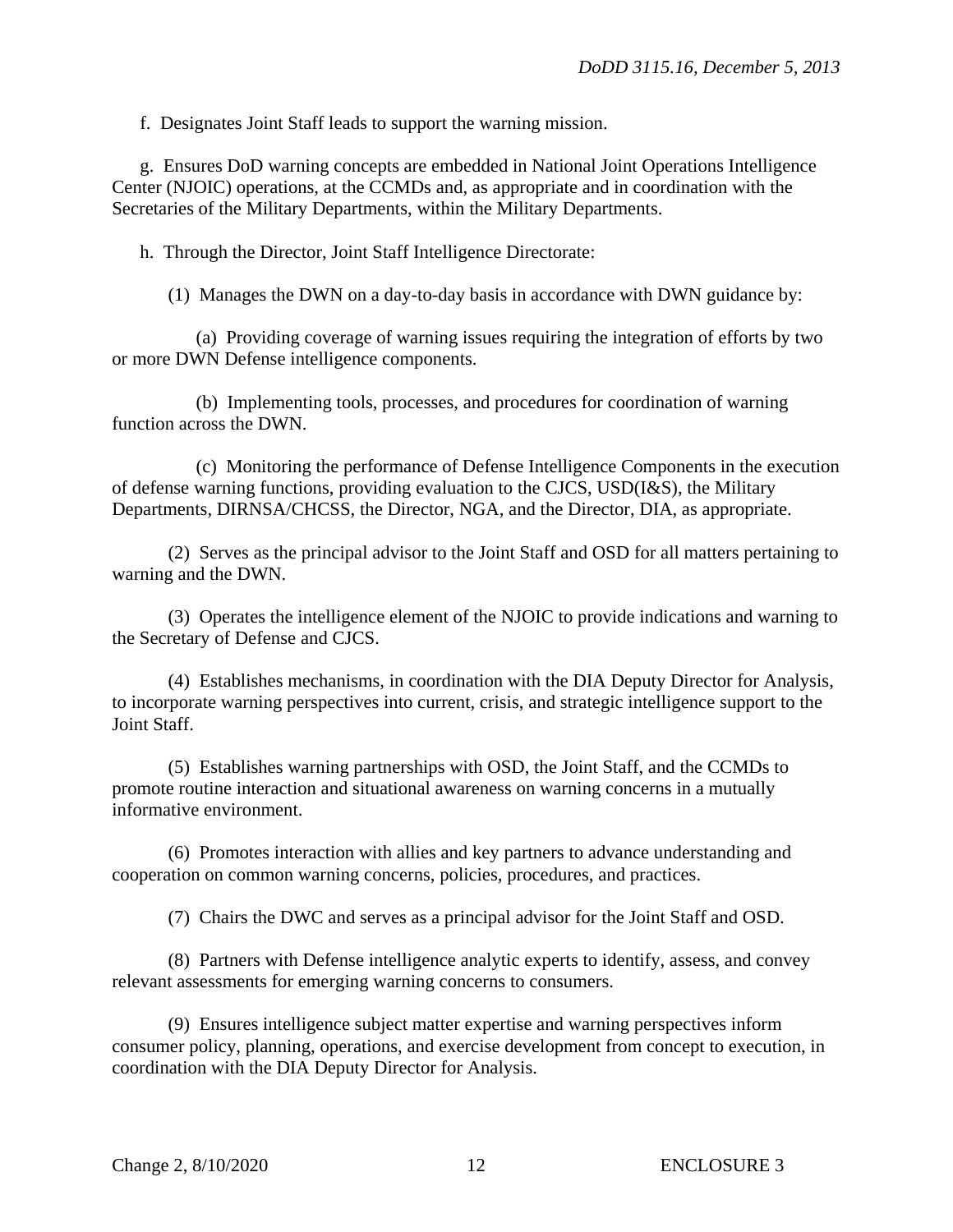f. Designates Joint Staff leads to support the warning mission.

g. Ensures DoD warning concepts are embedded in National Joint Operations Intelligence Center (NJOIC) operations, at the CCMDs and, as appropriate and in coordination with the Secretaries of the Military Departments, within the Military Departments.

h. Through the Director, Joint Staff Intelligence Directorate:

(1) Manages the DWN on a day-to-day basis in accordance with DWN guidance by:

(a) Providing coverage of warning issues requiring the integration of efforts by two or more DWN Defense intelligence components.

(b) Implementing tools, processes, and procedures for coordination of warning function across the DWN.

(c) Monitoring the performance of Defense Intelligence Components in the execution of defense warning functions, providing evaluation to the CJCS, USD(I&S), the Military Departments, DIRNSA/CHCSS, the Director, NGA, and the Director, DIA, as appropriate.

(2) Serves as the principal advisor to the Joint Staff and OSD for all matters pertaining to warning and the DWN.

(3) Operates the intelligence element of the NJOIC to provide indications and warning to the Secretary of Defense and CJCS.

(4) Establishes mechanisms, in coordination with the DIA Deputy Director for Analysis, to incorporate warning perspectives into current, crisis, and strategic intelligence support to the Joint Staff.

(5) Establishes warning partnerships with OSD, the Joint Staff, and the CCMDs to promote routine interaction and situational awareness on warning concerns in a mutually informative environment.

(6) Promotes interaction with allies and key partners to advance understanding and cooperation on common warning concerns, policies, procedures, and practices.

(7) Chairs the DWC and serves as a principal advisor for the Joint Staff and OSD.

(8) Partners with Defense intelligence analytic experts to identify, assess, and convey relevant assessments for emerging warning concerns to consumers.

(9) Ensures intelligence subject matter expertise and warning perspectives inform consumer policy, planning, operations, and exercise development from concept to execution, in coordination with the DIA Deputy Director for Analysis.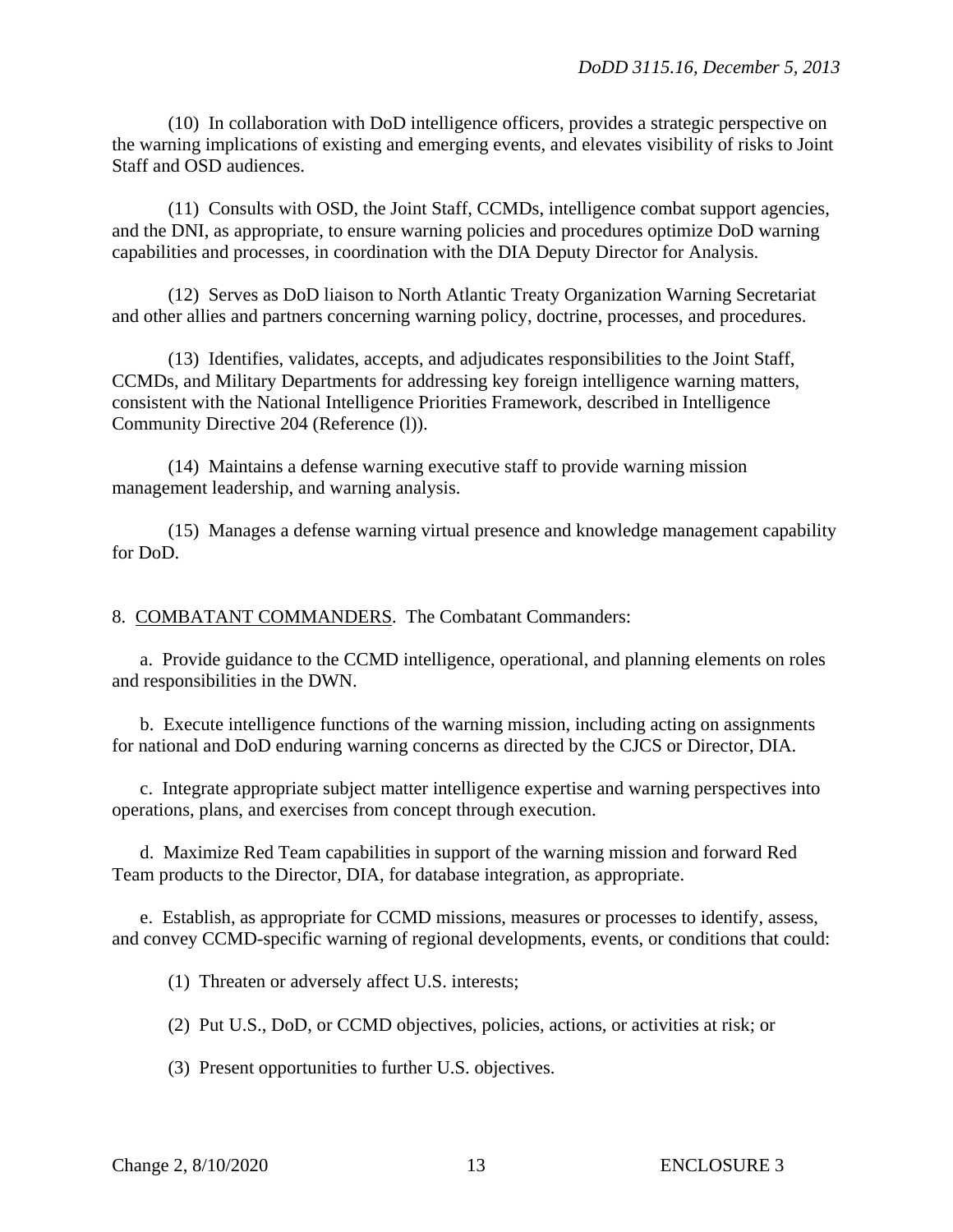(10) In collaboration with DoD intelligence officers, provides a strategic perspective on the warning implications of existing and emerging events, and elevates visibility of risks to Joint Staff and OSD audiences.

(11) Consults with OSD, the Joint Staff, CCMDs, intelligence combat support agencies, and the DNI, as appropriate, to ensure warning policies and procedures optimize DoD warning capabilities and processes, in coordination with the DIA Deputy Director for Analysis.

(12) Serves as DoD liaison to North Atlantic Treaty Organization Warning Secretariat and other allies and partners concerning warning policy, doctrine, processes, and procedures.

(13) Identifies, validates, accepts, and adjudicates responsibilities to the Joint Staff, CCMDs, and Military Departments for addressing key foreign intelligence warning matters, consistent with the National Intelligence Priorities Framework, described in Intelligence Community Directive 204 (Reference (l)).

(14) Maintains a defense warning executive staff to provide warning mission management leadership, and warning analysis.

(15) Manages a defense warning virtual presence and knowledge management capability for DoD.

8. COMBATANT COMMANDERS. The Combatant Commanders:

a. Provide guidance to the CCMD intelligence, operational, and planning elements on roles and responsibilities in the DWN.

b. Execute intelligence functions of the warning mission, including acting on assignments for national and DoD enduring warning concerns as directed by the CJCS or Director, DIA.

c. Integrate appropriate subject matter intelligence expertise and warning perspectives into operations, plans, and exercises from concept through execution.

d. Maximize Red Team capabilities in support of the warning mission and forward Red Team products to the Director, DIA, for database integration, as appropriate.

e. Establish, as appropriate for CCMD missions, measures or processes to identify, assess, and convey CCMD-specific warning of regional developments, events, or conditions that could:

(1) Threaten or adversely affect U.S. interests;

(2) Put U.S., DoD, or CCMD objectives, policies, actions, or activities at risk; or

(3) Present opportunities to further U.S. objectives.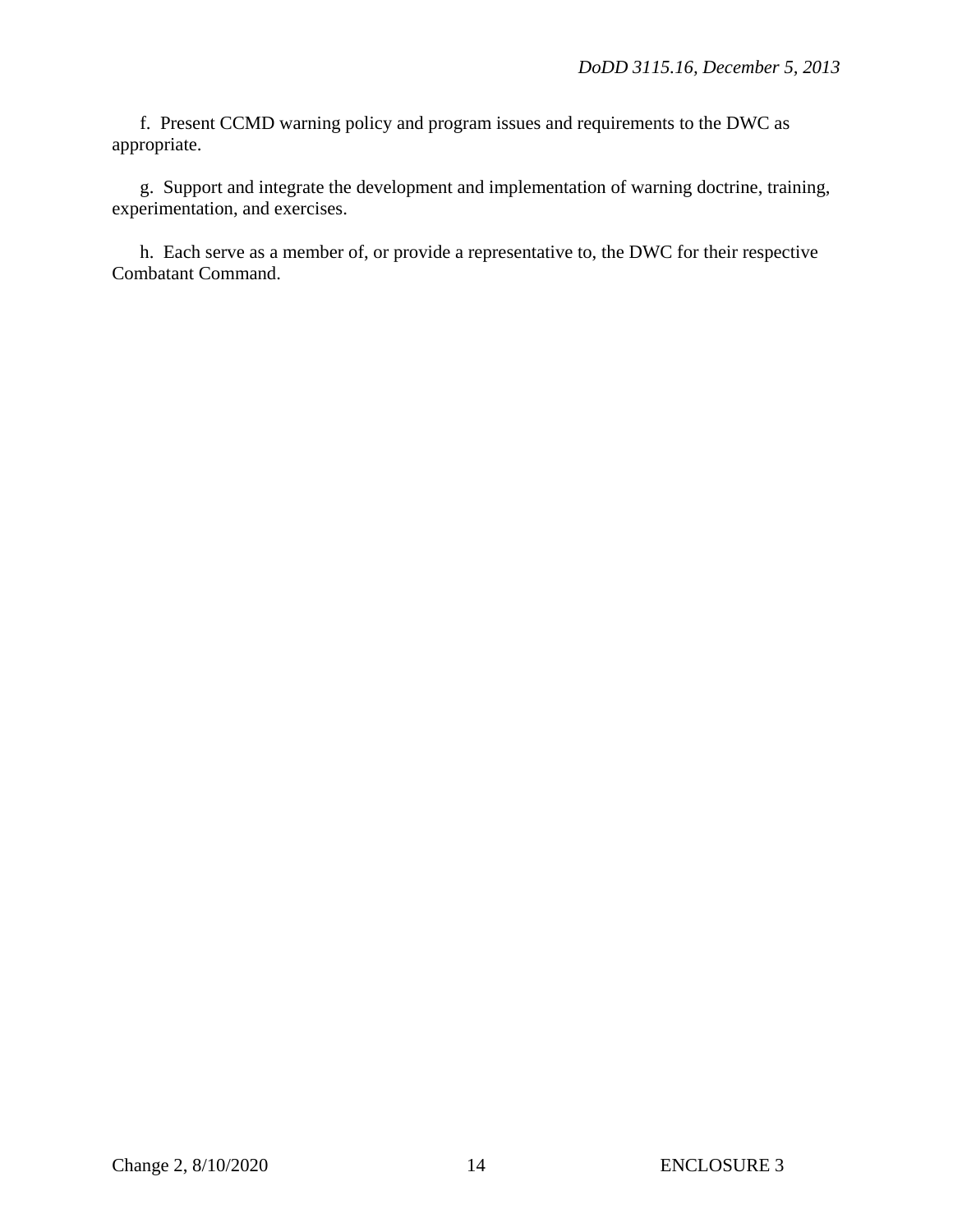f. Present CCMD warning policy and program issues and requirements to the DWC as appropriate.

g. Support and integrate the development and implementation of warning doctrine, training, experimentation, and exercises.

h. Each serve as a member of, or provide a representative to, the DWC for their respective Combatant Command.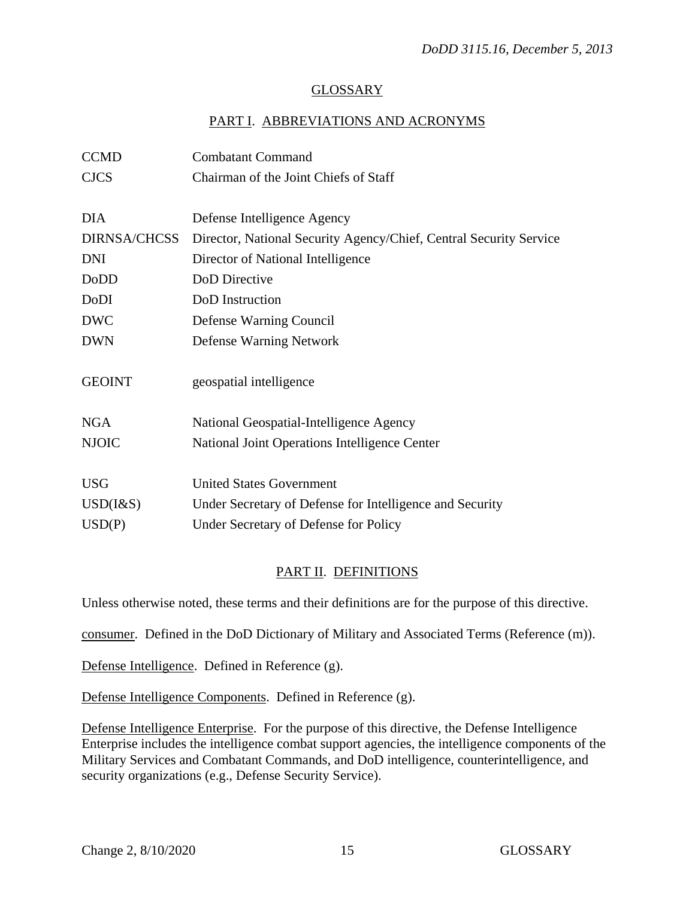# GLOSSARY

## PART I. ABBREVIATIONS AND ACRONYMS

| | |
|---|---|
| CCMD | Combatant Command |
| CJCS | Chairman of the Joint Chiefs of Staff |
| DIA | Defense Intelligence Agency |
| DIRNSA/CHCSS | Director, National Security Agency/Chief, Central Security Service |
| DNI | Director of National Intelligence |
| DoDD | DoD Directive |
| DoDI | DoD Instruction |
| DWC | Defense Warning Council |
| DWN | Defense Warning Network |
| GEOINT | geospatial intelligence |
| NGA | National Geospatial-Intelligence Agency |
| NJOIC | National Joint Operations Intelligence Center |
| USG | United States Government |
| USD(I&S) | Under Secretary of Defense for Intelligence and Security |
| USD(P) | Under Secretary of Defense for Policy |

## PART II. DEFINITIONS

Unless otherwise noted, these terms and their definitions are for the purpose of this directive.

consumer. Defined in the DoD Dictionary of Military and Associated Terms (Reference (m)).

Defense Intelligence. Defined in Reference (g).

Defense Intelligence Components. Defined in Reference (g).

Defense Intelligence Enterprise. For the purpose of this directive, the Defense Intelligence Enterprise includes the intelligence combat support agencies, the intelligence components of the Military Services and Combatant Commands, and DoD intelligence, counterintelligence, and security organizations (e.g., Defense Security Service).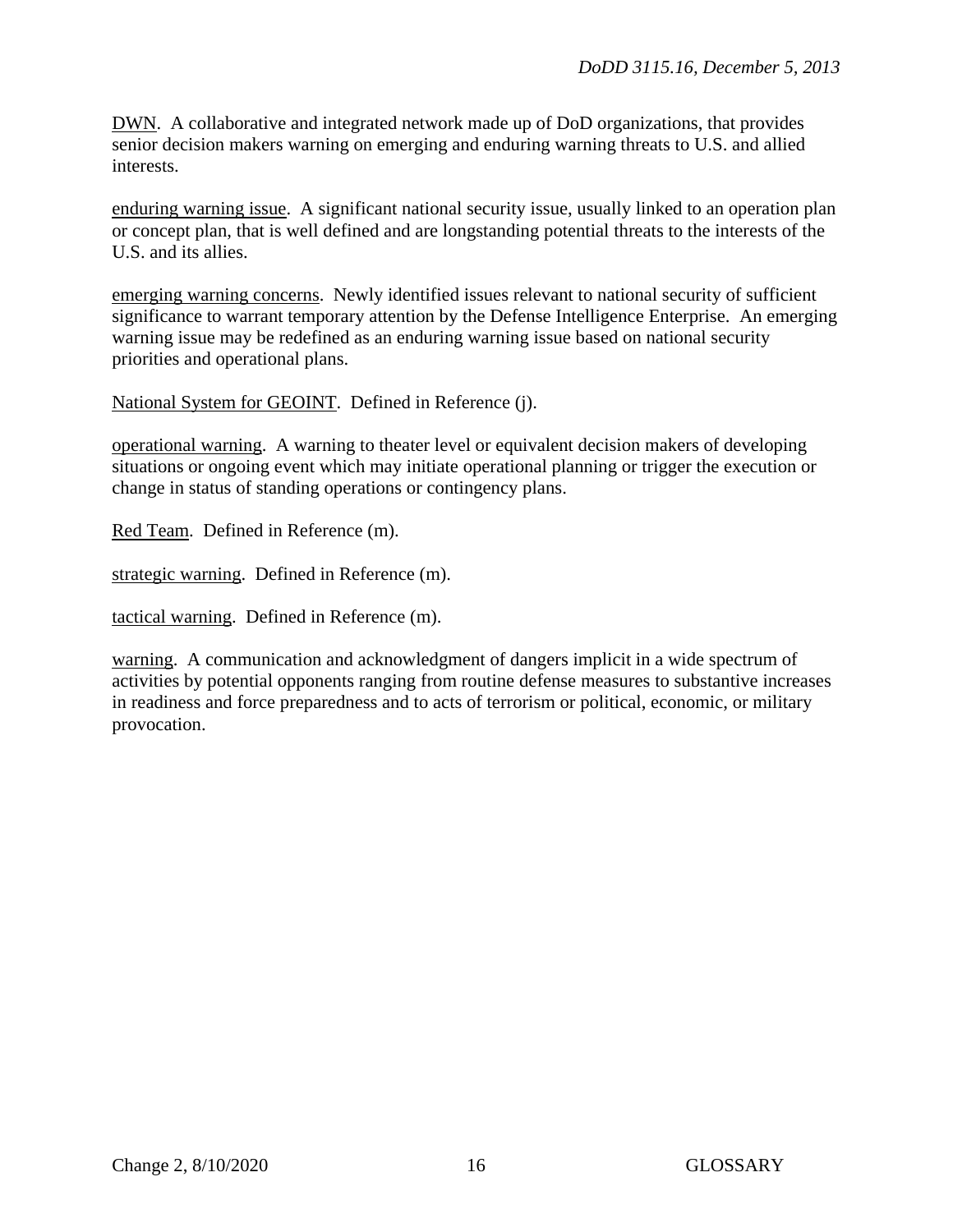<u>DWN</u>. A collaborative and integrated network made up of DoD organizations, that provides senior decision makers warning on emerging and enduring warning threats to U.S. and allied interests.

<u>enduring warning issue</u>. A significant national security issue, usually linked to an operation plan or concept plan, that is well defined and are longstanding potential threats to the interests of the U.S. and its allies.

<u>emerging warning concerns</u>. Newly identified issues relevant to national security of sufficient significance to warrant temporary attention by the Defense Intelligence Enterprise. An emerging warning issue may be redefined as an enduring warning issue based on national security priorities and operational plans.

<u>National System for GEOINT</u>. Defined in Reference (j).

<u>operational warning</u>. A warning to theater level or equivalent decision makers of developing situations or ongoing event which may initiate operational planning or trigger the execution or change in status of standing operations or contingency plans.

<u>Red Team</u>. Defined in Reference (m).

<u>strategic warning</u>. Defined in Reference (m).

<u>tactical warning</u>. Defined in Reference (m).

<u>warning</u>. A communication and acknowledgment of dangers implicit in a wide spectrum of activities by potential opponents ranging from routine defense measures to substantive increases in readiness and force preparedness and to acts of terrorism or political, economic, or military provocation.